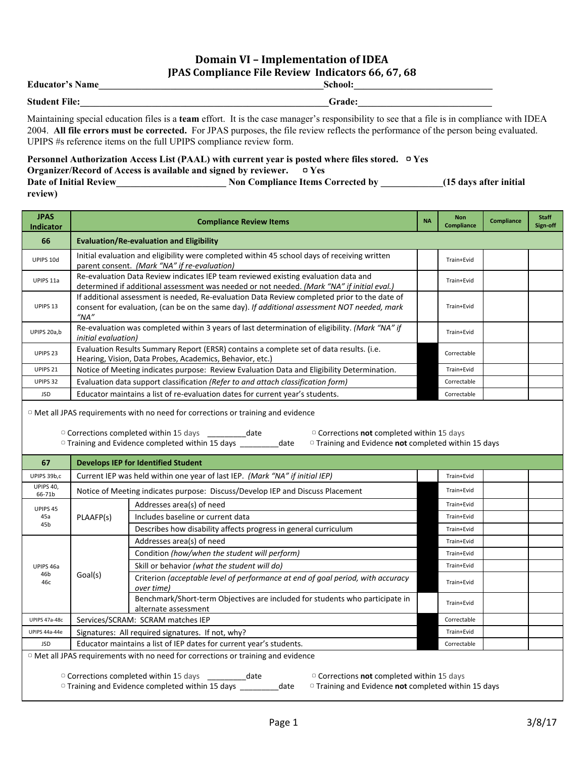# Domain VI – Implementation of IDEA

## JPAS Compliance File Review Indicators 66, 67, 68

**Educator's Name**_______________________________________________ **School:**_____________________________

**Student File:**____________________________________________________ **Grade:**____________________________

Maintaining special education files is a **team** effort. It is the case manager's responsibility to see that a file is in compliance with IDEA 2004. **All file errors must be corrected.** For JPAS purposes, the file review reflects the performance of the person being evaluated. UPIPS #s reference items on the full UPIPS compliance review form.

**Personnel Authorization Access List (PAAL) with current year is posted where files stored.** ▫ **Yes**
**Organizer/Record of Access is available and signed by reviewer.** ▫ **Yes**
**Date of Initial Review**_______________________ **Non Compliance Items Corrected by** _____________**(15 days after initial review)**

| JPAS Indicator | Compliance Review Items | | NA | Non Compliance | Compliance | Staff Sign-off |
|---|---|---|---|---|---|---|
| **66** | **Evaluation/Re-evaluation and Eligibility** | | | | | |
| UPIPS 10d | Initial evaluation and eligibility were completed within 45 school days of receiving written parent consent. *(Mark "NA" if re-evaluation)* | | | Train+Evid | | |
| UPIPS 11a | Re-evaluation Data Review indicates IEP team reviewed existing evaluation data and determined if additional assessment was needed or not needed. *(Mark "NA" if initial eval.)* | | | Train+Evid | | |
| UPIPS 13 | If additional assessment is needed, Re-evaluation Data Review completed prior to the date of consent for evaluation, (can be on the same day). *If additional assessment NOT needed, mark "NA"* | | | Train+Evid | | |
| UPIPS 20a,b | Re-evaluation was completed within 3 years of last determination of eligibility. *(Mark "NA" if initial evaluation)* | | | Train+Evid | | |
| UPIPS 23 | Evaluation Results Summary Report (ERSR) contains a complete set of data results. (i.e. Hearing, Vision, Data Probes, Academics, Behavior, etc.) | | | Correctable | | |
| UPIPS 21 | Notice of Meeting indicates purpose: Review Evaluation Data and Eligibility Determination. | | | Train+Evid | | |
| UPIPS 32 | Evaluation data support classification *(Refer to and attach classification form)* | | | Correctable | | |
| JSD | Educator maintains a list of re-evaluation dates for current year's students. | | | Correctable | | |

▫ Met all JPAS requirements with no need for corrections or training and evidence

▫ Corrections completed within 15 days _________date ▫ Corrections **not** completed within 15 days
▫ Training and Evidence completed within 15 days _________date ▫ Training and Evidence **not** completed within 15 days

| JPAS Indicator | Compliance Review Items | | NA | Non Compliance | Compliance | Staff Sign-off |
|---|---|---|---|---|---|---|
| **67** | **Develops IEP for Identified Student** | | | | | |
| UPIPS 39b,c | Current IEP was held within one year of last IEP. *(Mark "NA" if initial IEP)* | | | Train+Evid | | |
| UPIPS 40, 66-71b | Notice of Meeting indicates purpose: Discuss/Develop IEP and Discuss Placement | | | Train+Evid | | |
| UPIPS 45 45a 45b | PLAAFP(s) | Addresses area(s) of need | | Train+Evid | | |
| | | Includes baseline or current data | | Train+Evid | | |
| | | Describes how disability affects progress in general curriculum | | Train+Evid | | |
| UPIPS 46a 46b 46c | Goal(s) | Addresses area(s) of need | | Train+Evid | | |
| | | Condition *(how/when the student will perform)* | | Train+Evid | | |
| | | Skill or behavior *(what the student will do)* | | Train+Evid | | |
| | | Criterion *(acceptable level of performance at end of goal period, with accuracy over time)* | | Train+Evid | | |
| | | Benchmark/Short-term Objectives are included for students who participate in alternate assessment | | Train+Evid | | |
| UPIPS 47a-48c | Services/SCRAM: SCRAM matches IEP | | | Correctable | | |
| UPIPS 44a-44e | Signatures: All required signatures. If not, why? | | | Train+Evid | | |
| JSD | Educator maintains a list of IEP dates for current year's students. | | | Correctable | | |

▫ Met all JPAS requirements with no need for corrections or training and evidence

▫ Corrections completed within 15 days _________date ▫ Corrections **not** completed within 15 days
▫ Training and Evidence completed within 15 days _________date ▫ Training and Evidence **not** completed within 15 days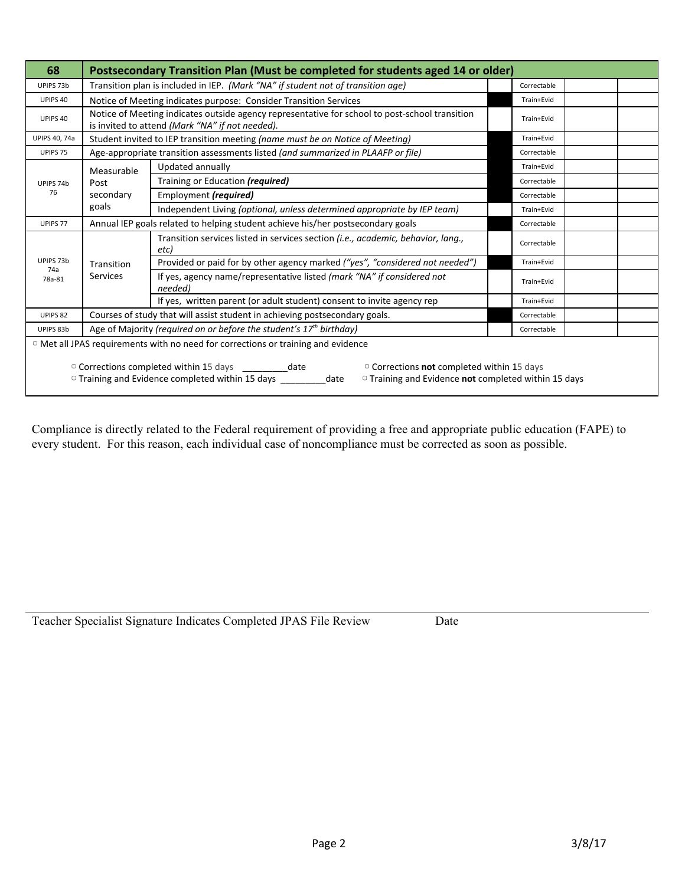| 68 | Postsecondary Transition Plan (Must be completed for students aged 14 or older) | | | | | |
|---|---|---|---|---|---|---|
| UPIPS 73b | Transition plan is included in IEP. *(Mark "NA" if student not of transition age)* | | | Correctable | | |
| UPIPS 40 | Notice of Meeting indicates purpose: Consider Transition Services | | | Train+Evid | | |
| UPIPS 40 | Notice of Meeting indicates outside agency representative for school to post-school transition is invited to attend *(Mark "NA" if not needed).* | | | Train+Evid | | |
| UPIPS 40, 74a | Student invited to IEP transition meeting *(name must be on Notice of Meeting)* | | | Train+Evid | | |
| UPIPS 75 | Age-appropriate transition assessments listed *(and summarized in PLAAFP or file)* | | | Correctable | | |
| UPIPS 74b 76 | Measurable Post secondary goals | Updated annually | | Train+Evid | | |
| | | Training or Education ***(required)*** | | Correctable | | |
| | | Employment ***(required)*** | | Correctable | | |
| | | Independent Living *(optional, unless determined appropriate by IEP team)* | | Train+Evid | | |
| UPIPS 77 | Annual IEP goals related to helping student achieve his/her postsecondary goals | | | Correctable | | |
| UPIPS 73b 74a 78a-81 | Transition Services | Transition services listed in services section *(i.e., academic, behavior, lang., etc)* | | Correctable | | |
| | | Provided or paid for by other agency marked *("yes", "considered not needed")* | | Train+Evid | | |
| | | If yes, agency name/representative listed *(mark "NA" if considered not needed)* | | Train+Evid | | |
| | | If yes, written parent (or adult student) consent to invite agency rep | | Train+Evid | | |
| UPIPS 82 | Courses of study that will assist student in achieving postsecondary goals. | | | Correctable | | |
| UPIPS 83b | Age of Majority *(required on or before the student's 17th birthday)* | | | Correctable | | |

▢ Met all JPAS requirements with no need for corrections or training and evidence

▢ Corrections completed within 15 days _________date ▢ Corrections **not** completed within 15 days

▢ Training and Evidence completed within 15 days _________date ▢ Training and Evidence **not** completed within 15 days

Compliance is directly related to the Federal requirement of providing a free and appropriate public education (FAPE) to every student. For this reason, each individual case of noncompliance must be corrected as soon as possible.

Teacher Specialist Signature Indicates Completed JPAS File Review Date

3/8/17